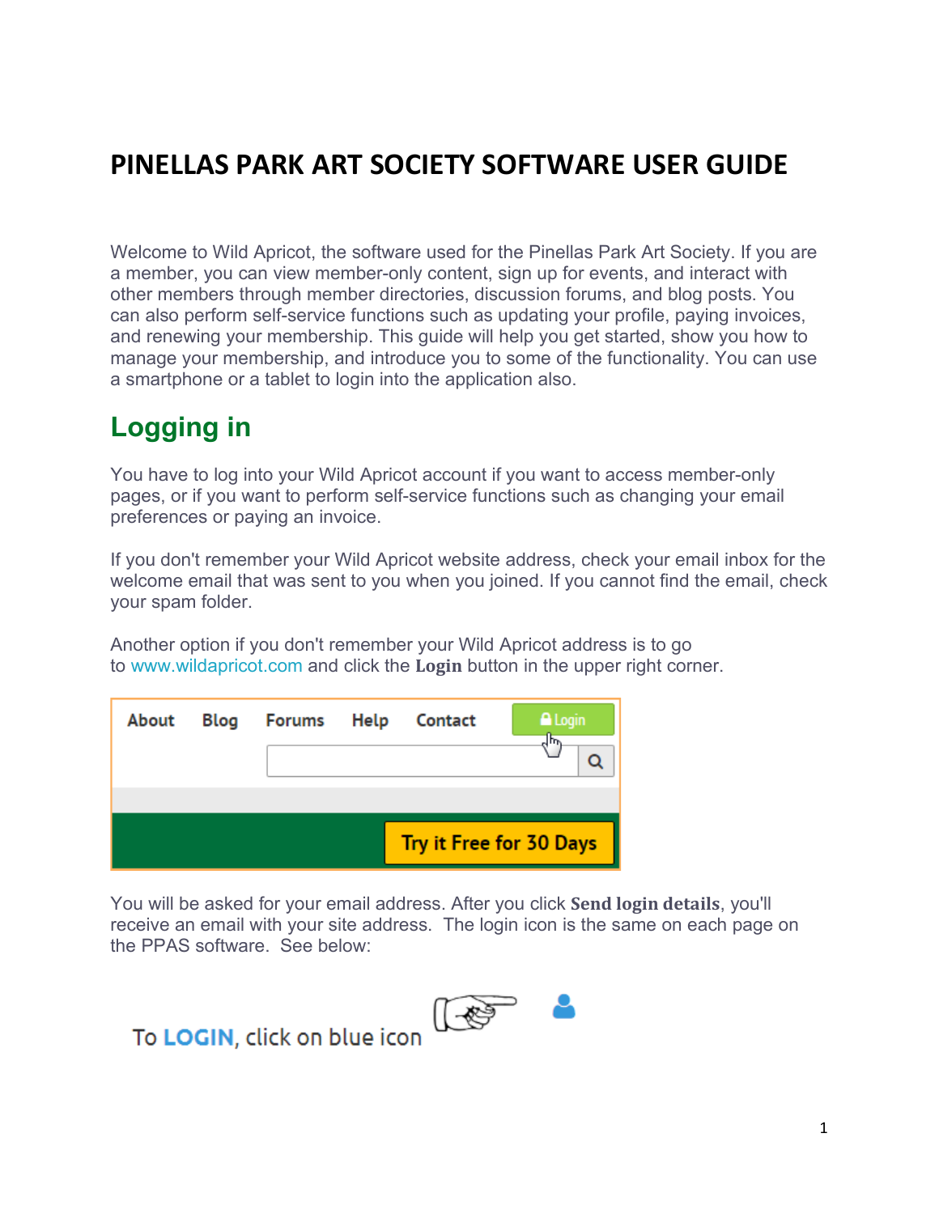# PINELLAS PARK ART SOCIETY SOFTWARE USER GUIDE

Welcome to Wild Apricot, the software used for the Pinellas Park Art Society. If you are a member, you can view member-only content, sign up for events, and interact with other members through member directories, discussion forums, and blog posts. You can also perform self-service functions such as updating your profile, paying invoices, and renewing your membership. This guide will help you get started, show you how to manage your membership, and introduce you to some of the functionality. You can use a smartphone or a tablet to login into the application also.

## Logging in

You have to log into your Wild Apricot account if you want to access member-only pages, or if you want to perform self-service functions such as changing your email preferences or paying an invoice.

If you don't remember your Wild Apricot website address, check your email inbox for the welcome email that was sent to you when you joined. If you cannot find the email, check your spam folder.

Another option if you don't remember your Wild Apricot address is to go to www.wildapricot.com and click the **Login** button in the upper right corner.

You will be asked for your email address. After you click **Send login details**, you'll receive an email with your site address. The login icon is the same on each page on the PPAS software. See below:

To **LOGIN**, click on blue icon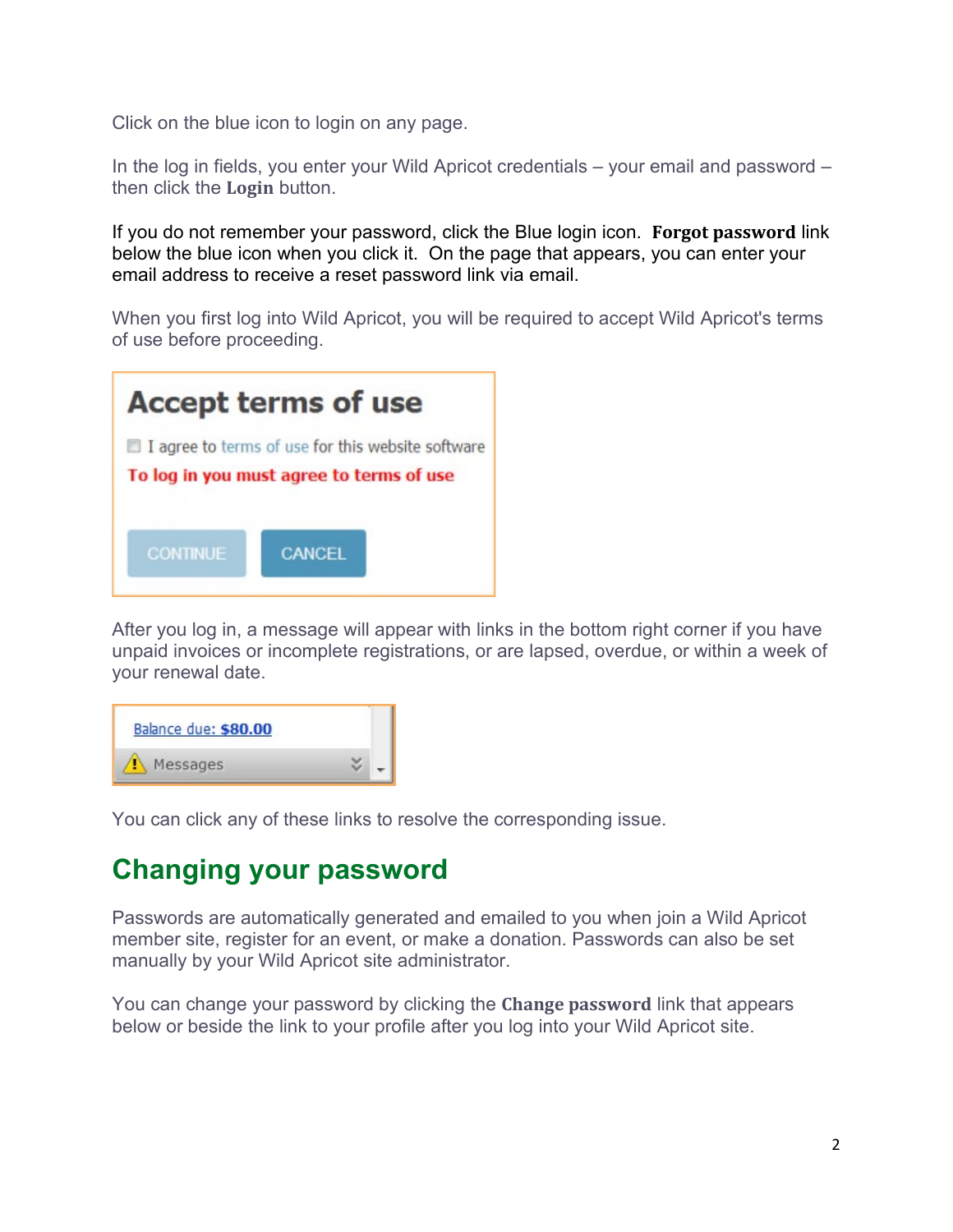Click on the blue icon to login on any page.

In the log in fields, you enter your Wild Apricot credentials – your email and password – then click the **Login** button.

If you do not remember your password, click the Blue login icon. **Forgot password** link below the blue icon when you click it. On the page that appears, you can enter your email address to receive a reset password link via email.

When you first log into Wild Apricot, you will be required to accept Wild Apricot's terms of use before proceeding.

After you log in, a message will appear with links in the bottom right corner if you have unpaid invoices or incomplete registrations, or are lapsed, overdue, or within a week of your renewal date.

You can click any of these links to resolve the corresponding issue.

## Changing your password

Passwords are automatically generated and emailed to you when join a Wild Apricot member site, register for an event, or make a donation. Passwords can also be set manually by your Wild Apricot site administrator.

You can change your password by clicking the **Change password** link that appears below or beside the link to your profile after you log into your Wild Apricot site.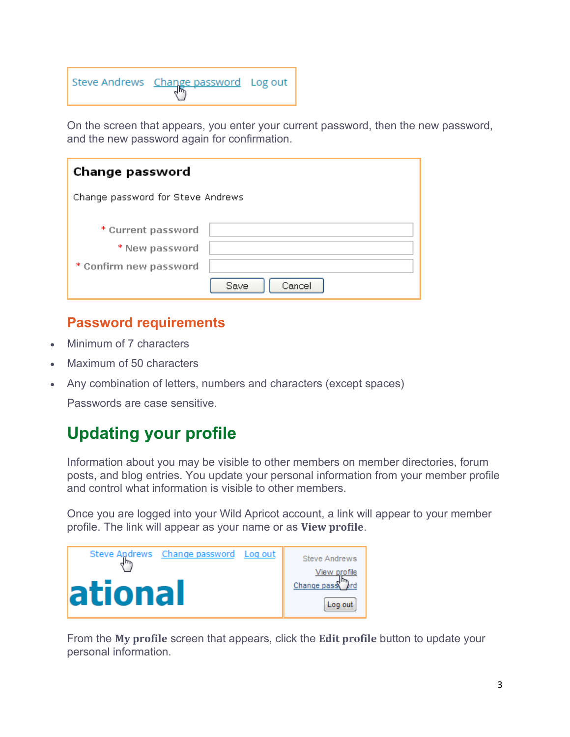On the screen that appears, you enter your current password, then the new password, and the new password again for confirmation.

## Password requirements

- Minimum of 7 characters
- Maximum of 50 characters
- Any combination of letters, numbers and characters (except spaces)

Passwords are case sensitive.

# Updating your profile

Information about you may be visible to other members on member directories, forum posts, and blog entries. You update your personal information from your member profile and control what information is visible to other members.

Once you are logged into your Wild Apricot account, a link will appear to your member profile. The link will appear as your name or as **View profile**.

From the **My profile** screen that appears, click the **Edit profile** button to update your personal information.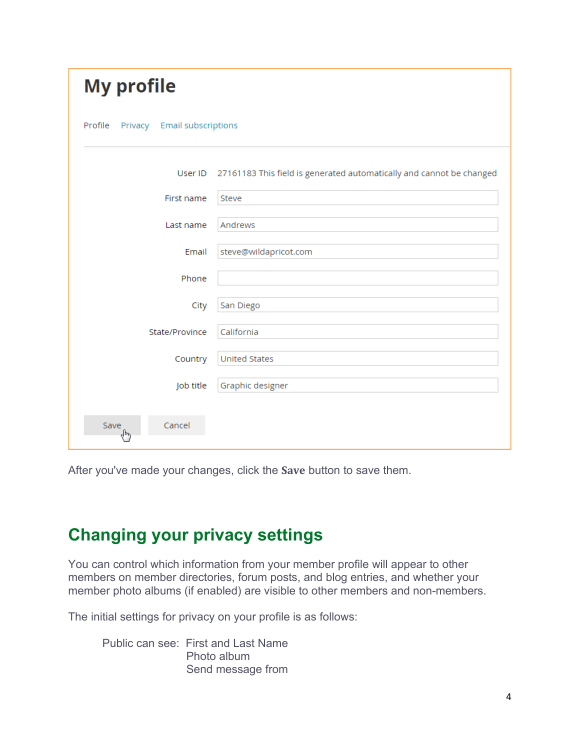# My profile

Profile  Privacy  Email subscriptions

| | |
|---|---|
| User ID | 27161183 This field is generated automatically and cannot be changed |
| First name | Steve |
| Last name | Andrews |
| Email | steve@wildapricot.com |
| Phone | |
| City | San Diego |
| State/Province | California |
| Country | United States |
| Job title | Graphic designer |

Save  Cancel

After you've made your changes, click the **Save** button to save them.

## Changing your privacy settings

You can control which information from your member profile will appear to other members on member directories, forum posts, and blog entries, and whether your member photo albums (if enabled) are visible to other members and non-members.

The initial settings for privacy on your profile is as follows:

Public can see: First and Last Name
Photo album
Send message from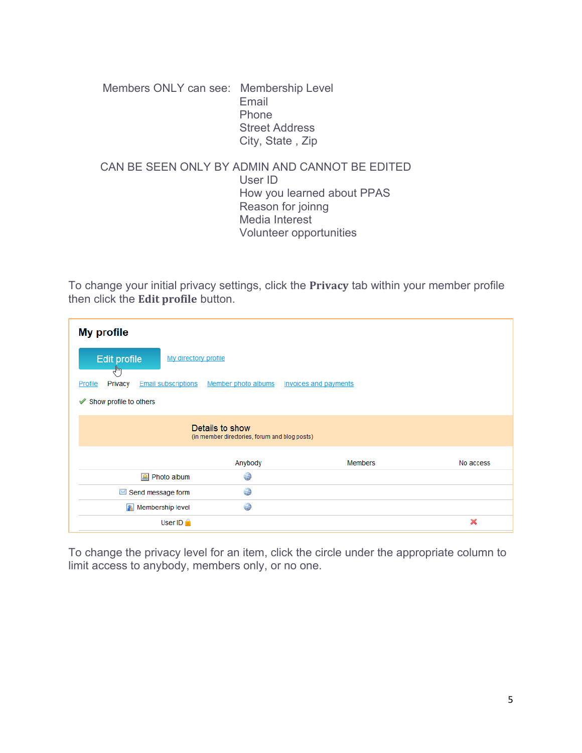Members ONLY can see: Membership Level
Email
Phone
Street Address
City, State , Zip

CAN BE SEEN ONLY BY ADMIN AND CANNOT BE EDITED
User ID
How you learned about PPAS
Reason for joinng
Media Interest
Volunteer opportunities

To change your initial privacy settings, click the **Privacy** tab within your member profile then click the **Edit profile** button.

**My profile**

Edit profile   My directory profile

Profile   Privacy   Email subscriptions   Member photo albums   Invoices and payments

✔ Show profile to others

**Details to show**
(in member directories, forum and blog posts)

| | Anybody | Members | No access |
|---|---|---|---|
| Photo album | ● | | |
| Send message form | ● | | |
| Membership level | ● | | |
| User ID | | | ✖ |

To change the privacy level for an item, click the circle under the appropriate column to limit access to anybody, members only, or no one.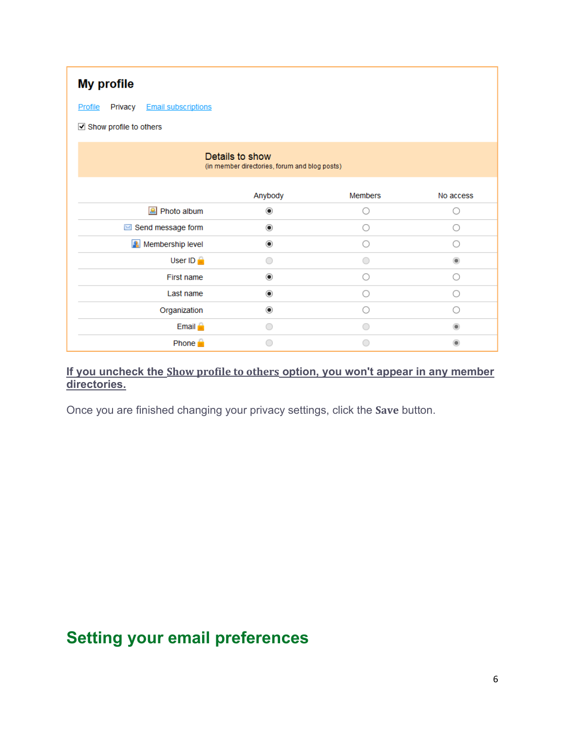## My profile

Profile Privacy Email subscriptions

☑ Show profile to others

**Details to show**
(in member directories, forum and blog posts)

| | Anybody | Members | No access |
|---|---|---|---|
| Photo album | ◉ | ○ | ○ |
| Send message form | ◉ | ○ | ○ |
| Membership level | ◉ | ○ | ○ |
| User ID 🔒 | ○ | ○ | ◉ |
| First name | ◉ | ○ | ○ |
| Last name | ◉ | ○ | ○ |
| Organization | ◉ | ○ | ○ |
| Email 🔒 | ○ | ○ | ◉ |
| Phone 🔒 | ○ | ○ | ◉ |

**If you uncheck the Show profile to others option, you won't appear in any member directories.**

Once you are finished changing your privacy settings, click the **Save** button.

## Setting your email preferences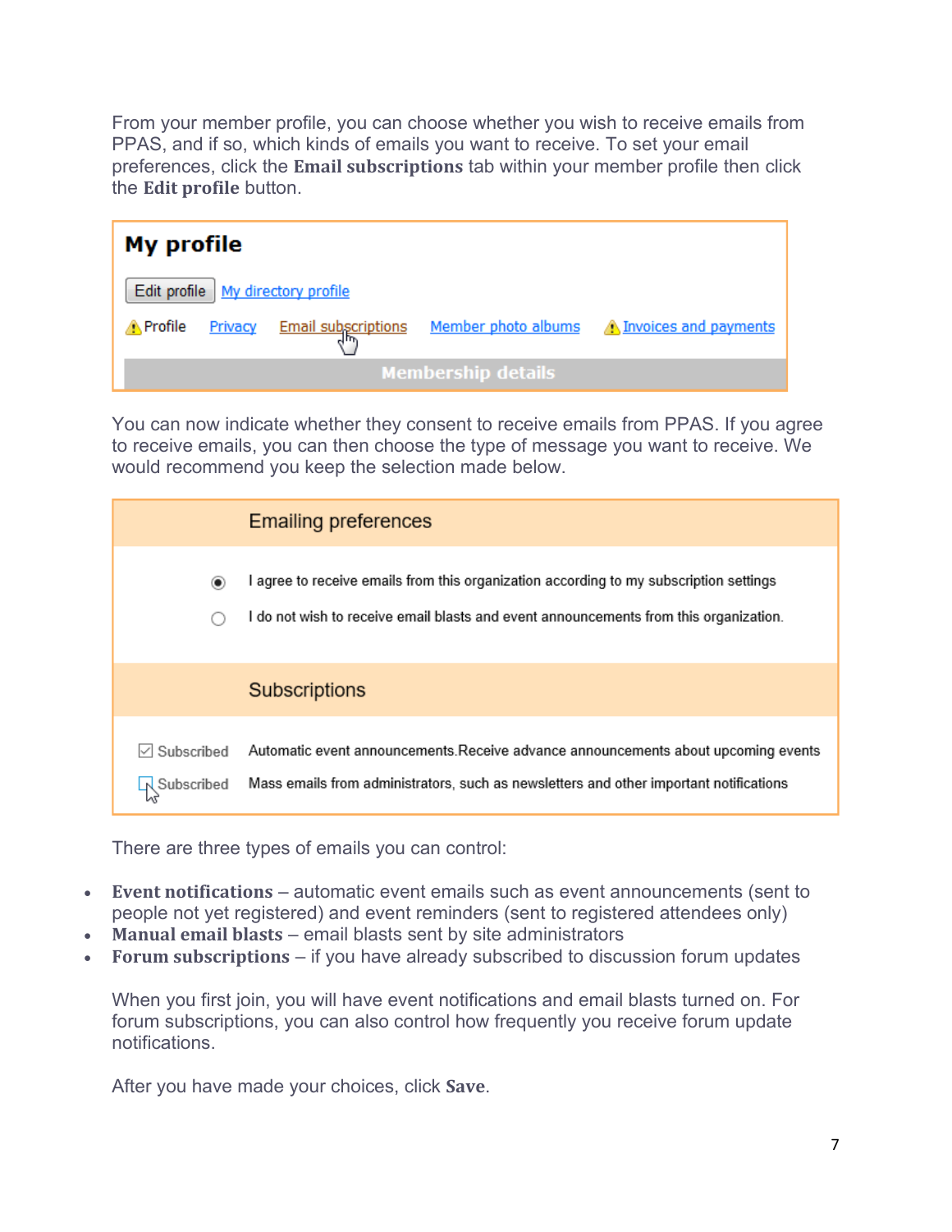From your member profile, you can choose whether you wish to receive emails from PPAS, and if so, which kinds of emails you want to receive. To set your email preferences, click the **Email subscriptions** tab within your member profile then click the **Edit profile** button.

**My profile**

Edit profile | My directory profile

Profile | Privacy | Email subscriptions | Member photo albums | Invoices and payments

Membership details

You can now indicate whether they consent to receive emails from PPAS. If you agree to receive emails, you can then choose the type of message you want to receive. We would recommend you keep the selection made below.

**Emailing preferences**

- (selected) I agree to receive emails from this organization according to my subscription settings
- I do not wish to receive email blasts and event announcements from this organization.

**Subscriptions**

- Subscribed — Automatic event announcements.Receive advance announcements about upcoming events
- Subscribed — Mass emails from administrators, such as newsletters and other important notifications

There are three types of emails you can control:

- **Event notifications** – automatic event emails such as event announcements (sent to people not yet registered) and event reminders (sent to registered attendees only)
- **Manual email blasts** – email blasts sent by site administrators
- **Forum subscriptions** – if you have already subscribed to discussion forum updates

When you first join, you will have event notifications and email blasts turned on. For forum subscriptions, you can also control how frequently you receive forum update notifications.

After you have made your choices, click **Save**.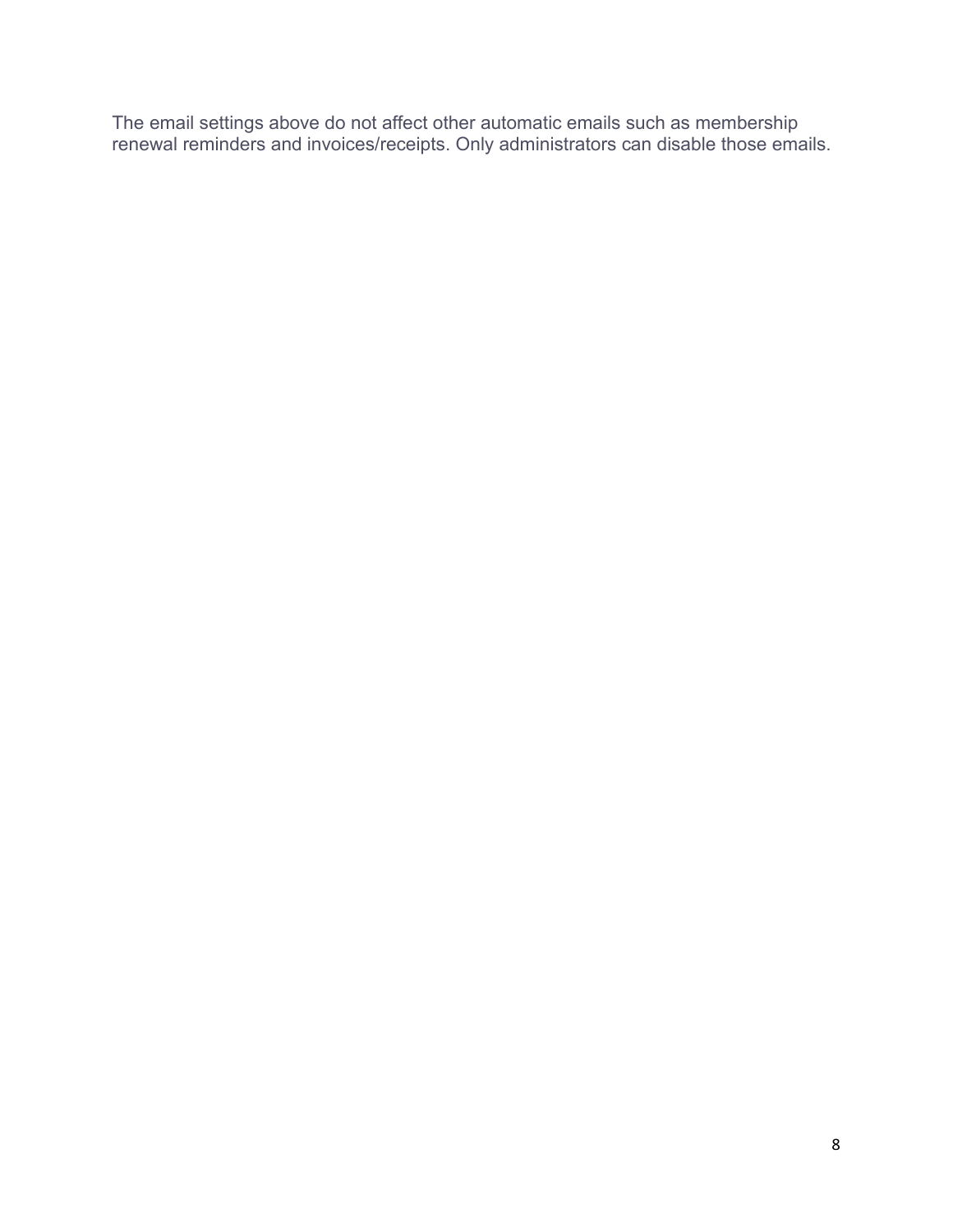The email settings above do not affect other automatic emails such as membership renewal reminders and invoices/receipts. Only administrators can disable those emails.